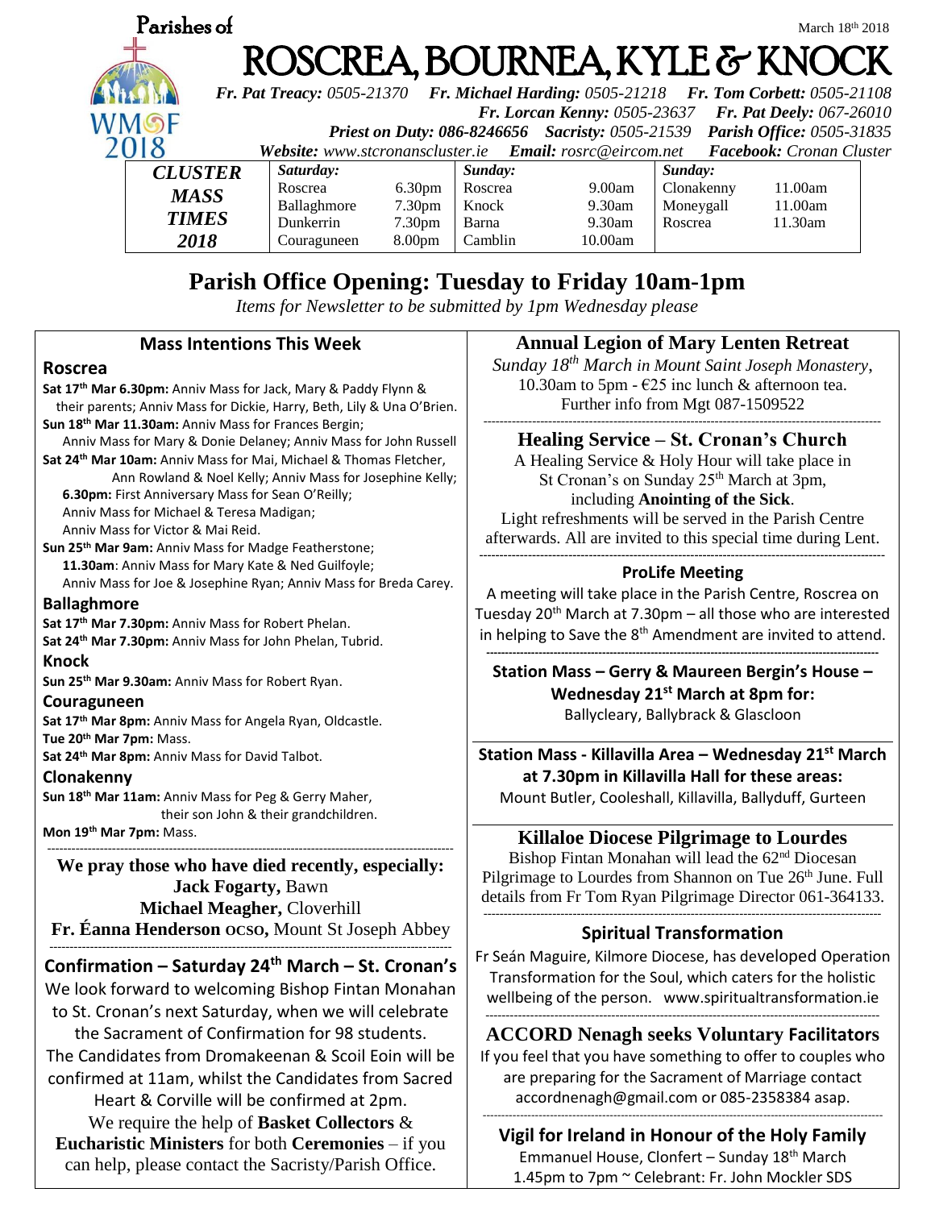Parishes of

March 18th 2018

# ROSCREA, BOURNEA, KYLE & KNOCK

*Fr. Pat Treacy: 0505-21370  Fr. Michael Harding: 0505-21218  Fr. Tom Corbett: 0505-21108*
*Fr. Lorcan Kenny: 0505-23637  Fr. Pat Deely: 067-26010*
*Priest on Duty: 086-8246656  Sacristy: 0505-21539  Parish Office: 0505-31835*
*Website: www.stcronanscluster.ie  Email: rosrc@eircom.net  Facebook: Cronan Cluster*

WMOF 2018

| | Saturday: | | Sunday: | | Sunday: | |
|---|---|---|---|---|---|---|
| ***CLUSTER MASS TIMES 2018*** | Roscrea | 6.30pm | Roscrea | 9.00am | Clonakenny | 11.00am |
| | Ballaghmore | 7.30pm | Knock | 9.30am | Moneygall | 11.00am |
| | Dunkerrin | 7.30pm | Barna | 9.30am | Roscrea | 11.30am |
| | Couraguneen | 8.00pm | Camblin | 10.00am | | |

## Parish Office Opening: Tuesday to Friday 10am-1pm

*Items for Newsletter to be submitted by 1pm Wednesday please*

### Mass Intentions This Week

**Roscrea**

**Sat 17th Mar 6.30pm:** Anniv Mass for Jack, Mary & Paddy Flynn & their parents; Anniv Mass for Dickie, Harry, Beth, Lily & Una O'Brien.
**Sun 18th Mar 11.30am:** Anniv Mass for Frances Bergin; Anniv Mass for Mary & Donie Delaney; Anniv Mass for John Russell
**Sat 24th Mar 10am:** Anniv Mass for Mai, Michael & Thomas Fletcher, Ann Rowland & Noel Kelly; Anniv Mass for Josephine Kelly;
**6.30pm:** First Anniversary Mass for Sean O'Reilly; Anniv Mass for Michael & Teresa Madigan; Anniv Mass for Victor & Mai Reid.
**Sun 25th Mar 9am:** Anniv Mass for Madge Featherstone;
**11.30am**: Anniv Mass for Mary Kate & Ned Guilfoyle; Anniv Mass for Joe & Josephine Ryan; Anniv Mass for Breda Carey.

**Ballaghmore**

**Sat 17th Mar 7.30pm:** Anniv Mass for Robert Phelan.
**Sat 24th Mar 7.30pm:** Anniv Mass for John Phelan, Tubrid.

**Knock**

**Sun 25th Mar 9.30am:** Anniv Mass for Robert Ryan.

**Couraguneen**

**Sat 17th Mar 8pm:** Anniv Mass for Angela Ryan, Oldcastle.
**Tue 20th Mar 7pm:** Mass.
**Sat 24th Mar 8pm:** Anniv Mass for David Talbot.

**Clonakenny**

**Sun 18th Mar 11am:** Anniv Mass for Peg & Gerry Maher, their son John & their grandchildren.
**Mon 19th Mar 7pm:** Mass.

**We pray those who have died recently, especially:**
**Jack Fogarty,** Bawn
**Michael Meagher,** Cloverhill
**Fr. Éanna Henderson OCSO,** Mount St Joseph Abbey

### Confirmation – Saturday 24th March – St. Cronan's

We look forward to welcoming Bishop Fintan Monahan to St. Cronan's next Saturday, when we will celebrate the Sacrament of Confirmation for 98 students. The Candidates from Dromakeenan & Scoil Eoin will be confirmed at 11am, whilst the Candidates from Sacred Heart & Corville will be confirmed at 2pm.
We require the help of **Basket Collectors** & **Eucharistic Ministers** for both **Ceremonies** – if you can help, please contact the Sacristy/Parish Office.

### Annual Legion of Mary Lenten Retreat

*Sunday 18th March in Mount Saint Joseph Monastery*, 10.30am to 5pm - €25 inc lunch & afternoon tea. Further info from Mgt 087-1509522

### Healing Service – St. Cronan's Church

A Healing Service & Holy Hour will take place in St Cronan's on Sunday 25th March at 3pm, including **Anointing of the Sick**. Light refreshments will be served in the Parish Centre afterwards. All are invited to this special time during Lent.

### ProLife Meeting

A meeting will take place in the Parish Centre, Roscrea on Tuesday 20th March at 7.30pm – all those who are interested in helping to Save the 8th Amendment are invited to attend.

### Station Mass – Gerry & Maureen Bergin's House – Wednesday 21st March at 8pm for:

Ballycleary, Ballybrack & Glascloon

### Station Mass - Killavilla Area – Wednesday 21st March at 7.30pm in Killavilla Hall for these areas:

Mount Butler, Cooleshall, Killavilla, Ballyduff, Gurteen

### Killaloe Diocese Pilgrimage to Lourdes

Bishop Fintan Monahan will lead the 62nd Diocesan Pilgrimage to Lourdes from Shannon on Tue 26th June. Full details from Fr Tom Ryan Pilgrimage Director 061-364133.

### Spiritual Transformation

Fr Seán Maguire, Kilmore Diocese, has developed Operation Transformation for the Soul, which caters for the holistic wellbeing of the person. www.spiritualtransformation.ie

### ACCORD Nenagh seeks Voluntary Facilitators

If you feel that you have something to offer to couples who are preparing for the Sacrament of Marriage contact accordnenagh@gmail.com or 085-2358384 asap.

### Vigil for Ireland in Honour of the Holy Family

Emmanuel House, Clonfert – Sunday 18th March
1.45pm to 7pm ~ Celebrant: Fr. John Mockler SDS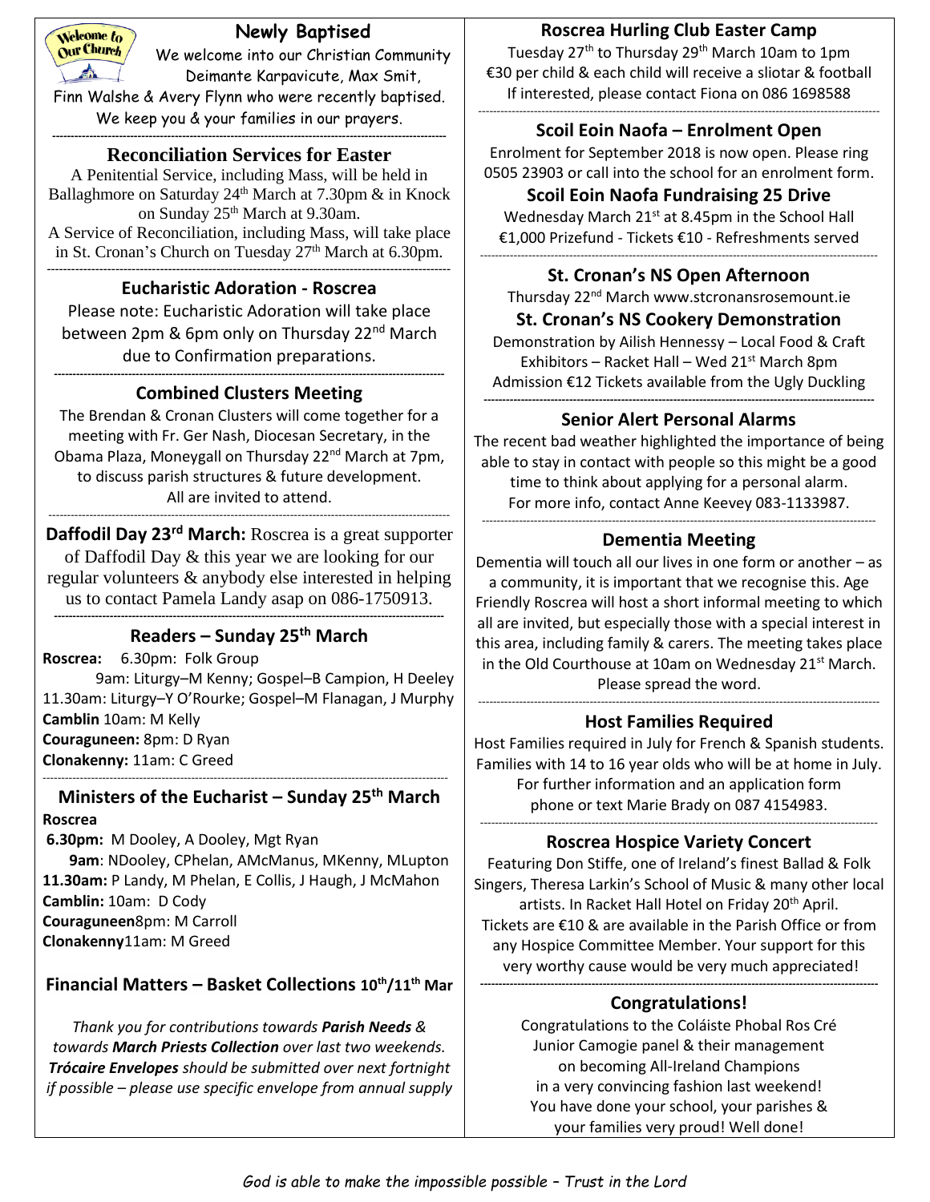## Newly Baptised

We welcome into our Christian Community Deimante Karpavicute, Max Smit, Finn Walshe & Avery Flynn who were recently baptised. We keep you & your families in our prayers.

## Reconciliation Services for Easter

A Penitential Service, including Mass, will be held in Ballaghmore on Saturday 24th March at 7.30pm & in Knock on Sunday 25th March at 9.30am.
A Service of Reconciliation, including Mass, will take place in St. Cronan's Church on Tuesday 27th March at 6.30pm.

## Eucharistic Adoration - Roscrea

Please note: Eucharistic Adoration will take place between 2pm & 6pm only on Thursday 22nd March due to Confirmation preparations.

## Combined Clusters Meeting

The Brendan & Cronan Clusters will come together for a meeting with Fr. Ger Nash, Diocesan Secretary, in the Obama Plaza, Moneygall on Thursday 22nd March at 7pm, to discuss parish structures & future development. All are invited to attend.

**Daffodil Day 23rd March:** Roscrea is a great supporter of Daffodil Day & this year we are looking for our regular volunteers & anybody else interested in helping us to contact Pamela Landy asap on 086-1750913.

## Readers – Sunday 25th March

**Roscrea:** 6.30pm: Folk Group
9am: Liturgy–M Kenny; Gospel–B Campion, H Deeley
11.30am: Liturgy–Y O'Rourke; Gospel–M Flanagan, J Murphy
**Camblin** 10am: M Kelly
**Couraguneen:** 8pm: D Ryan
**Clonakenny:** 11am: C Greed

## Ministers of the Eucharist – Sunday 25th March

**Roscrea**
**6.30pm:** M Dooley, A Dooley, Mgt Ryan
**9am**: NDooley, CPhelan, AMcManus, MKenny, MLupton
**11.30am:** P Landy, M Phelan, E Collis, J Haugh, J McMahon
**Camblin:** 10am: D Cody
**Couraguneen**8pm: M Carroll
**Clonakenny**11am: M Greed

## Financial Matters – Basket Collections 10th/11th Mar

*Thank you for contributions towards **Parish Needs** & towards **March Priests Collection** over last two weekends. **Trócaire Envelopes** should be submitted over next fortnight if possible – please use specific envelope from annual supply*

## Roscrea Hurling Club Easter Camp

Tuesday 27th to Thursday 29th March 10am to 1pm
€30 per child & each child will receive a sliotar & football
If interested, please contact Fiona on 086 1698588

## Scoil Eoin Naofa – Enrolment Open

Enrolment for September 2018 is now open. Please ring 0505 23903 or call into the school for an enrolment form.

## Scoil Eoin Naofa Fundraising 25 Drive

Wednesday March 21st at 8.45pm in the School Hall
€1,000 Prizefund - Tickets €10 - Refreshments served

## St. Cronan's NS Open Afternoon

Thursday 22nd March www.stcronansrosemount.ie

## St. Cronan's NS Cookery Demonstration

Demonstration by Ailish Hennessy – Local Food & Craft Exhibitors – Racket Hall – Wed 21st March 8pm
Admission €12 Tickets available from the Ugly Duckling

## Senior Alert Personal Alarms

The recent bad weather highlighted the importance of being able to stay in contact with people so this might be a good time to think about applying for a personal alarm.
For more info, contact Anne Keevey 083-1133987.

## Dementia Meeting

Dementia will touch all our lives in one form or another – as a community, it is important that we recognise this. Age Friendly Roscrea will host a short informal meeting to which all are invited, but especially those with a special interest in this area, including family & carers. The meeting takes place in the Old Courthouse at 10am on Wednesday 21st March. Please spread the word.

## Host Families Required

Host Families required in July for French & Spanish students. Families with 14 to 16 year olds who will be at home in July. For further information and an application form phone or text Marie Brady on 087 4154983.

## Roscrea Hospice Variety Concert

Featuring Don Stiffe, one of Ireland's finest Ballad & Folk Singers, Theresa Larkin's School of Music & many other local artists. In Racket Hall Hotel on Friday 20th April.
Tickets are €10 & are available in the Parish Office or from any Hospice Committee Member. Your support for this very worthy cause would be very much appreciated!

## Congratulations!

Congratulations to the Coláiste Phobal Ros Cré Junior Camogie panel & their management on becoming All-Ireland Champions in a very convincing fashion last weekend! You have done your school, your parishes & your families very proud! Well done!

*God is able to make the impossible possible – Trust in the Lord*